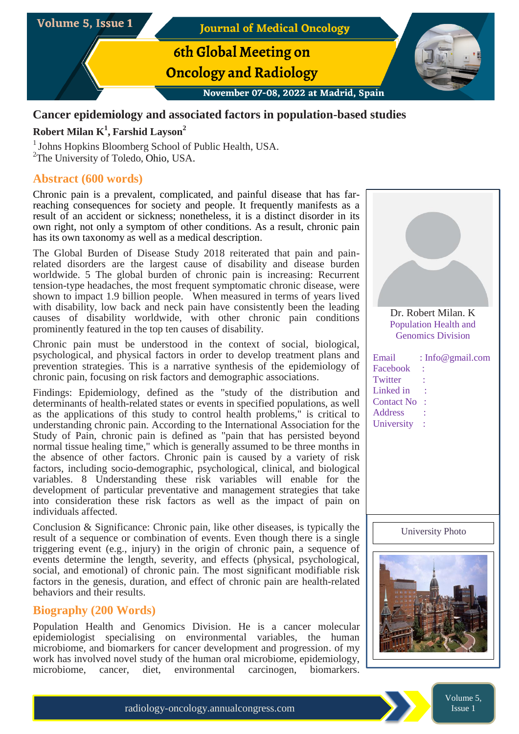# Cancer epidemiology and associated factors in population-based studies

**Robert Milan K[1], Farshid Layson[2]**

[1] Johns Hopkins Bloomberg School of Public Health, USA.
[2]The University of Toledo, Ohio, USA.

## Abstract (600 words)

Chronic pain is a prevalent, complicated, and painful disease that has far-reaching consequences for society and people. It frequently manifests as a result of an accident or sickness; nonetheless, it is a distinct disorder in its own right, not only a symptom of other conditions. As a result, chronic pain has its own taxonomy as well as a medical description.

The Global Burden of Disease Study 2018 reiterated that pain and pain-related disorders are the largest cause of disability and disease burden worldwide. 5 The global burden of chronic pain is increasing: Recurrent tension-type headaches, the most frequent symptomatic chronic disease, were shown to impact 1.9 billion people. When measured in terms of years lived with disability, low back and neck pain have consistently been the leading causes of disability worldwide, with other chronic pain conditions prominently featured in the top ten causes of disability.

Chronic pain must be understood in the context of social, biological, psychological, and physical factors in order to develop treatment plans and prevention strategies. This is a narrative synthesis of the epidemiology of chronic pain, focusing on risk factors and demographic associations.

Findings: Epidemiology, defined as the "study of the distribution and determinants of health-related states or events in specified populations, as well as the applications of this study to control health problems," is critical to understanding chronic pain. According to the International Association for the Study of Pain, chronic pain is defined as "pain that has persisted beyond normal tissue healing time," which is generally assumed to be three months in the absence of other factors. Chronic pain is caused by a variety of risk factors, including socio-demographic, psychological, clinical, and biological variables. 8 Understanding these risk variables will enable for the development of particular preventative and management strategies that take into consideration these risk factors as well as the impact of pain on individuals affected.

Conclusion & Significance: Chronic pain, like other diseases, is typically the result of a sequence or combination of events. Even though there is a single triggering event (e.g., injury) in the origin of chronic pain, a sequence of events determine the length, severity, and effects (physical, psychological, social, and emotional) of chronic pain. The most significant modifiable risk factors in the genesis, duration, and effect of chronic pain are health-related behaviors and their results.

## Biography (200 Words)

Population Health and Genomics Division. He is a cancer molecular epidemiologist specialising on environmental variables, the human microbiome, and biomarkers for cancer development and progression. of my work has involved novel study of the human oral microbiome, epidemiology, microbiome, cancer, diet, environmental carcinogen, biomarkers.

Dr. Robert Milan. K
Population Health and Genomics Division

Email : Info@gmail.com
Facebook :
Twitter :
Linked in :
Contact No :
Address :
University :

University Photo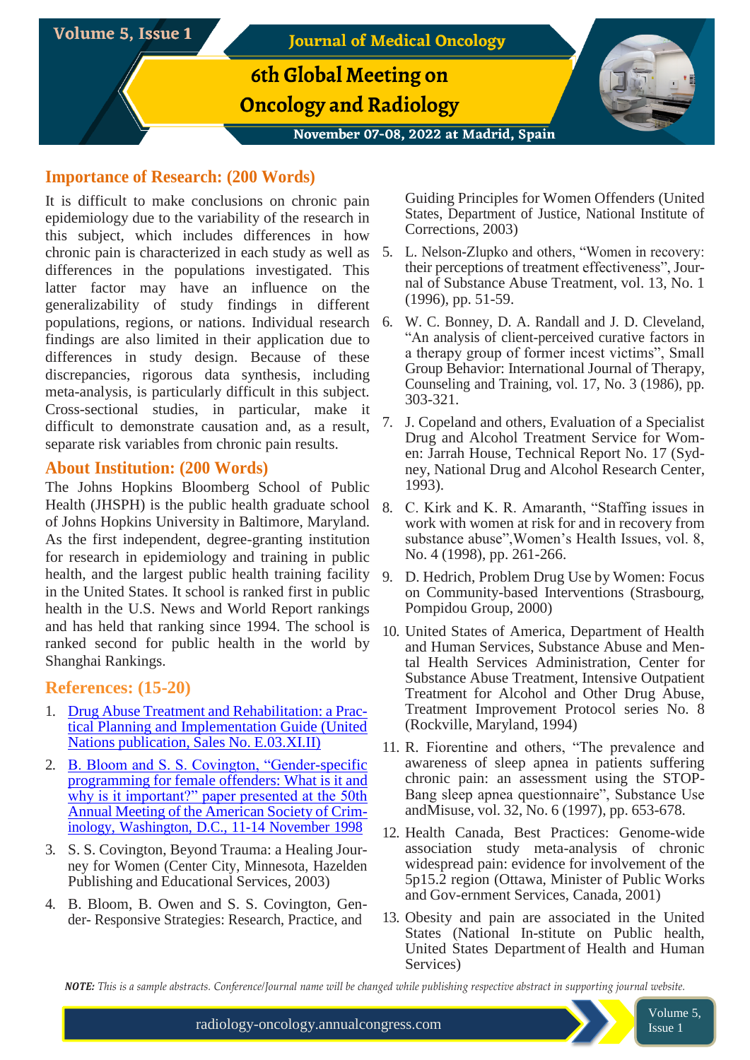## Importance of Research: (200 Words)

It is difficult to make conclusions on chronic pain epidemiology due to the variability of the research in this subject, which includes differences in how chronic pain is characterized in each study as well as differences in the populations investigated. This latter factor may have an influence on the generalizability of study findings in different populations, regions, or nations. Individual research findings are also limited in their application due to differences in study design. Because of these discrepancies, rigorous data synthesis, including meta-analysis, is particularly difficult in this subject. Cross-sectional studies, in particular, make it difficult to demonstrate causation and, as a result, separate risk variables from chronic pain results.

## About Institution: (200 Words)

The Johns Hopkins Bloomberg School of Public Health (JHSPH) is the public health graduate school of Johns Hopkins University in Baltimore, Maryland. As the first independent, degree-granting institution for research in epidemiology and training in public health, and the largest public health training facility in the United States. It school is ranked first in public health in the U.S. News and World Report rankings and has held that ranking since 1994. The school is ranked second for public health in the world by Shanghai Rankings.

## References: (15-20)

1. Drug Abuse Treatment and Rehabilitation: a Practical Planning and Implementation Guide (United Nations publication, Sales No. E.03.XI.II)
2. B. Bloom and S. S. Covington, "Gender-specific programming for female offenders: What is it and why is it important?" paper presented at the 50th Annual Meeting of the American Society of Criminology, Washington, D.C., 11-14 November 1998
3. S. S. Covington, Beyond Trauma: a Healing Journey for Women (Center City, Minnesota, Hazelden Publishing and Educational Services, 2003)
4. B. Bloom, B. Owen and S. S. Covington, Gender- Responsive Strategies: Research, Practice, and Guiding Principles for Women Offenders (United States, Department of Justice, National Institute of Corrections, 2003)
5. L. Nelson-Zlupko and others, "Women in recovery: their perceptions of treatment effectiveness", Journal of Substance Abuse Treatment, vol. 13, No. 1 (1996), pp. 51-59.
6. W. C. Bonney, D. A. Randall and J. D. Cleveland, "An analysis of client-perceived curative factors in a therapy group of former incest victims", Small Group Behavior: International Journal of Therapy, Counseling and Training, vol. 17, No. 3 (1986), pp. 303-321.
7. J. Copeland and others, Evaluation of a Specialist Drug and Alcohol Treatment Service for Women: Jarrah House, Technical Report No. 17 (Sydney, National Drug and Alcohol Research Center, 1993).
8. C. Kirk and K. R. Amaranth, "Staffing issues in work with women at risk for and in recovery from substance abuse",Women's Health Issues, vol. 8, No. 4 (1998), pp. 261-266.
9. D. Hedrich, Problem Drug Use by Women: Focus on Community-based Interventions (Strasbourg, Pompidou Group, 2000)
10. United States of America, Department of Health and Human Services, Substance Abuse and Mental Health Services Administration, Center for Substance Abuse Treatment, Intensive Outpatient Treatment for Alcohol and Other Drug Abuse, Treatment Improvement Protocol series No. 8 (Rockville, Maryland, 1994)
11. R. Fiorentine and others, "The prevalence and awareness of sleep apnea in patients suffering chronic pain: an assessment using the STOP-Bang sleep apnea questionnaire", Substance Use andMisuse, vol. 32, No. 6 (1997), pp. 653-678.
12. Health Canada, Best Practices: Genome-wide association study meta-analysis of chronic widespread pain: evidence for involvement of the 5p15.2 region (Ottawa, Minister of Public Works and Gov-ernment Services, Canada, 2001)
13. Obesity and pain are associated in the United States (National In-stitute on Public health, United States Department of Health and Human Services)

***NOTE:*** *This is a sample abstracts. Conference/Journal name will be changed while publishing respective abstract in supporting journal website.*